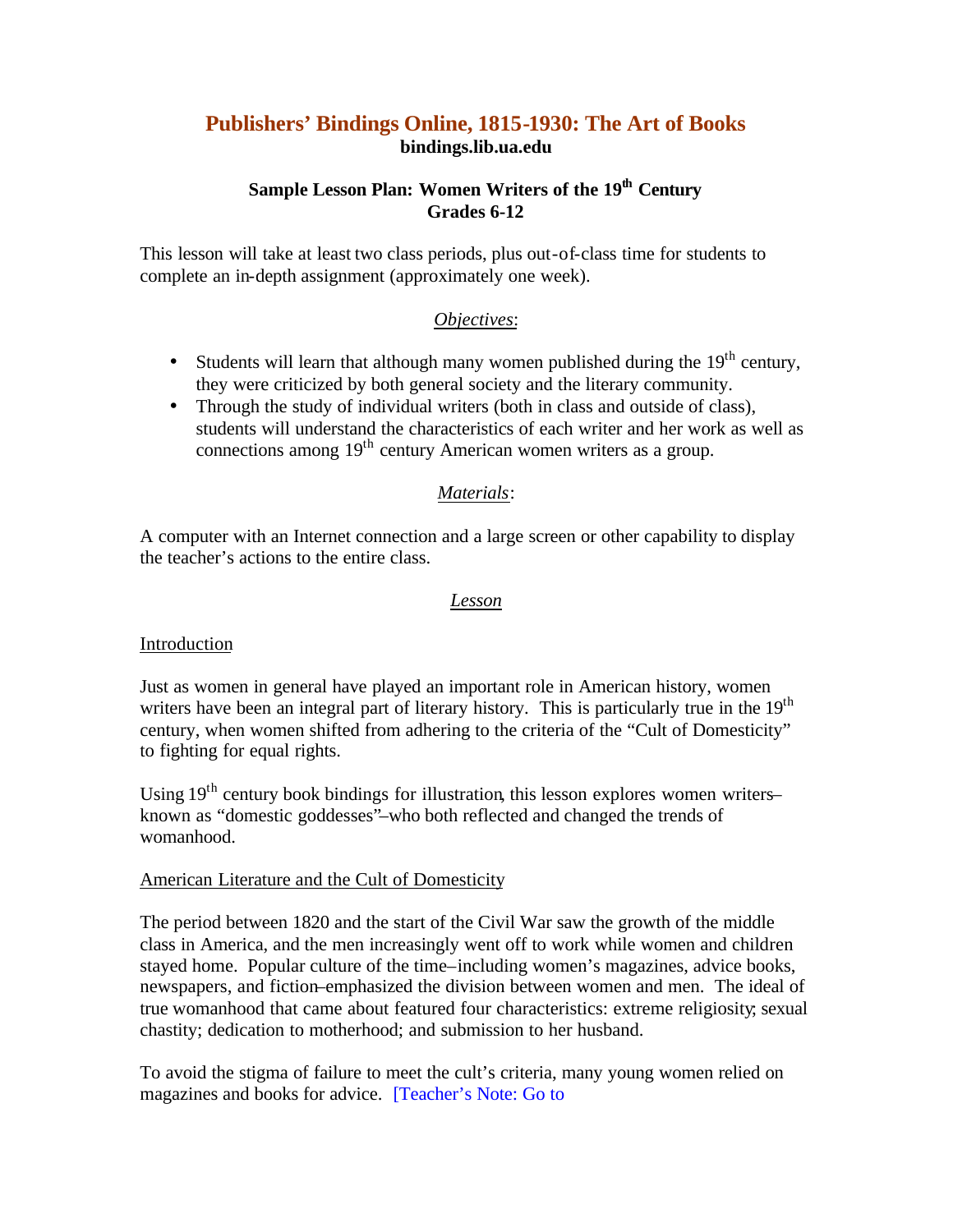# Publishers' Bindings Online, 1815-1930: The Art of Books

**bindings.lib.ua.edu**

## Sample Lesson Plan: Women Writers of the 19th Century
## Grades 6-12

This lesson will take at least two class periods, plus out-of-class time for students to complete an in-depth assignment (approximately one week).

### *Objectives*:

- Students will learn that although many women published during the 19th century, they were criticized by both general society and the literary community.
- Through the study of individual writers (both in class and outside of class), students will understand the characteristics of each writer and her work as well as connections among 19th century American women writers as a group.

### *Materials*:

A computer with an Internet connection and a large screen or other capability to display the teacher's actions to the entire class.

### *Lesson*

#### Introduction

Just as women in general have played an important role in American history, women writers have been an integral part of literary history. This is particularly true in the 19th century, when women shifted from adhering to the criteria of the "Cult of Domesticity" to fighting for equal rights.

Using 19th century book bindings for illustration, this lesson explores women writers–known as "domestic goddesses"–who both reflected and changed the trends of womanhood.

#### American Literature and the Cult of Domesticity

The period between 1820 and the start of the Civil War saw the growth of the middle class in America, and the men increasingly went off to work while women and children stayed home. Popular culture of the time–including women's magazines, advice books, newspapers, and fiction–emphasized the division between women and men. The ideal of true womanhood that came about featured four characteristics: extreme religiosity; sexual chastity; dedication to motherhood; and submission to her husband.

To avoid the stigma of failure to meet the cult's criteria, many young women relied on magazines and books for advice. [Teacher's Note: Go to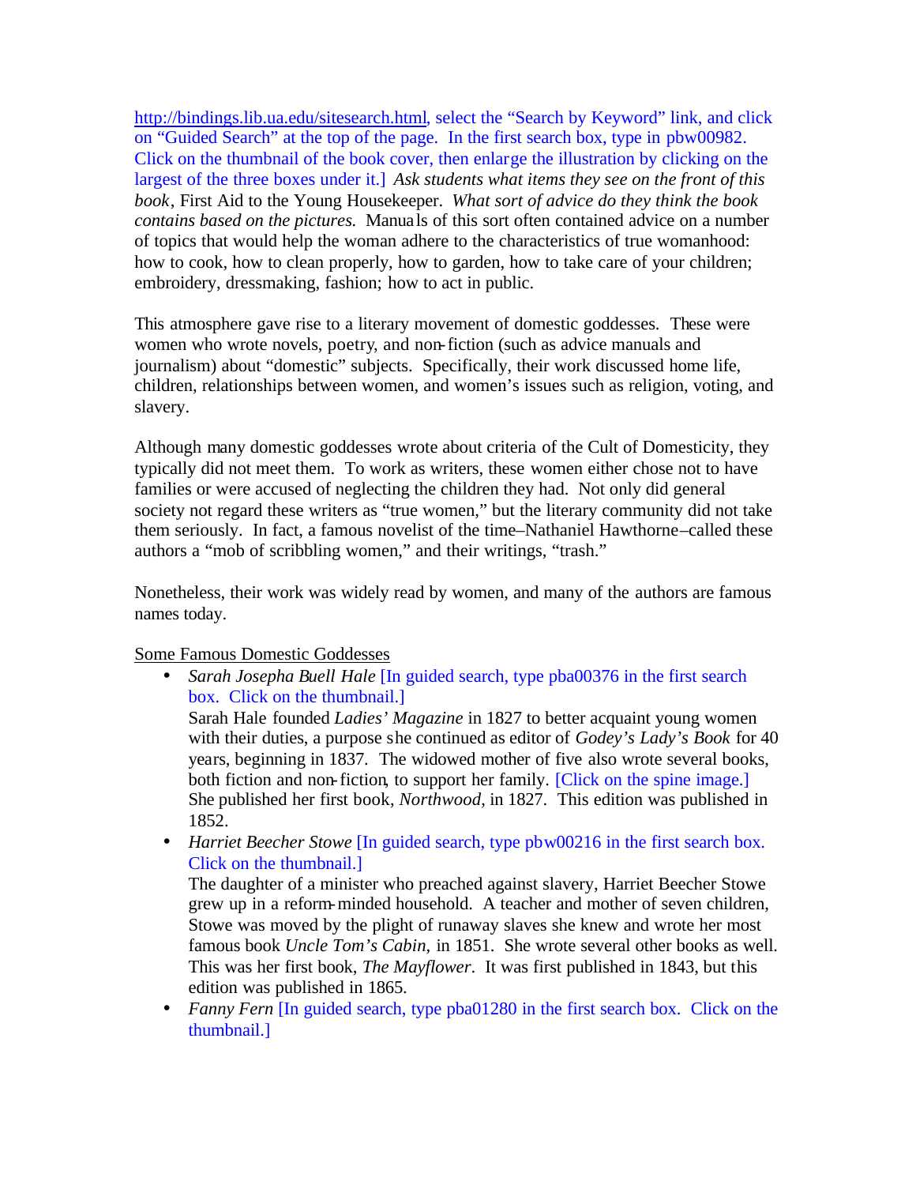http://bindings.lib.ua.edu/sitesearch.html, select the "Search by Keyword" link, and click on "Guided Search" at the top of the page. In the first search box, type in pbw00982. Click on the thumbnail of the book cover, then enlarge the illustration by clicking on the largest of the three boxes under it.] *Ask students what items they see on the front of this book*, First Aid to the Young Housekeeper. *What sort of advice do they think the book contains based on the pictures.* Manuals of this sort often contained advice on a number of topics that would help the woman adhere to the characteristics of true womanhood: how to cook, how to clean properly, how to garden, how to take care of your children; embroidery, dressmaking, fashion; how to act in public.

This atmosphere gave rise to a literary movement of domestic goddesses. These were women who wrote novels, poetry, and non-fiction (such as advice manuals and journalism) about "domestic" subjects. Specifically, their work discussed home life, children, relationships between women, and women's issues such as religion, voting, and slavery.

Although many domestic goddesses wrote about criteria of the Cult of Domesticity, they typically did not meet them. To work as writers, these women either chose not to have families or were accused of neglecting the children they had. Not only did general society not regard these writers as "true women," but the literary community did not take them seriously. In fact, a famous novelist of the time–Nathaniel Hawthorne–called these authors a "mob of scribbling women," and their writings, "trash."

Nonetheless, their work was widely read by women, and many of the authors are famous names today.

Some Famous Domestic Goddesses

- *Sarah Josepha Buell Hale* [In guided search, type pba00376 in the first search box. Click on the thumbnail.]
  Sarah Hale founded *Ladies' Magazine* in 1827 to better acquaint young women with their duties, a purpose she continued as editor of *Godey's Lady's Book* for 40 years, beginning in 1837. The widowed mother of five also wrote several books, both fiction and non-fiction, to support her family. [Click on the spine image.] She published her first book, *Northwood*, in 1827. This edition was published in 1852.
- *Harriet Beecher Stowe* [In guided search, type pbw00216 in the first search box. Click on the thumbnail.]
  The daughter of a minister who preached against slavery, Harriet Beecher Stowe grew up in a reform-minded household. A teacher and mother of seven children, Stowe was moved by the plight of runaway slaves she knew and wrote her most famous book *Uncle Tom's Cabin,* in 1851. She wrote several other books as well. This was her first book, *The Mayflower*. It was first published in 1843, but this edition was published in 1865.
- *Fanny Fern* [In guided search, type pba01280 in the first search box. Click on the thumbnail.]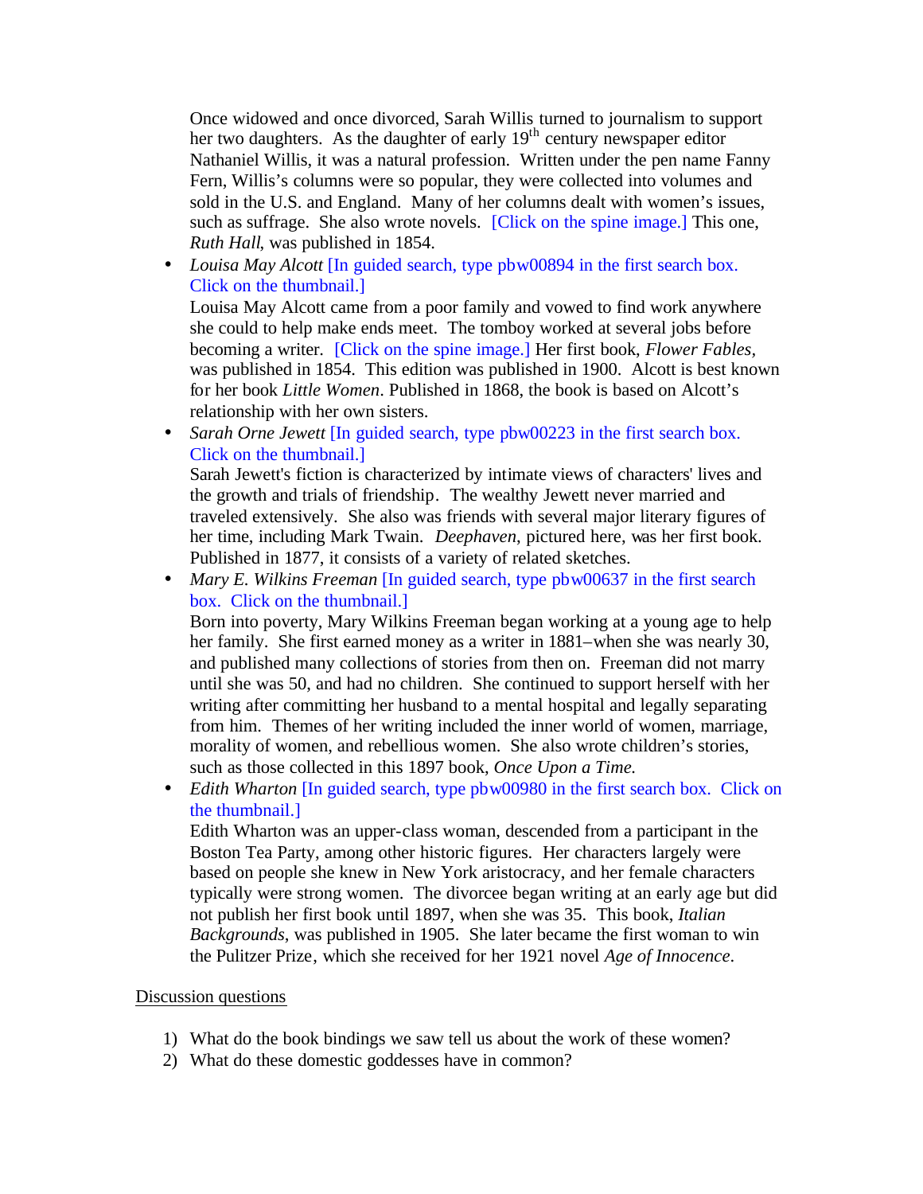Once widowed and once divorced, Sarah Willis turned to journalism to support her two daughters. As the daughter of early 19th century newspaper editor Nathaniel Willis, it was a natural profession. Written under the pen name Fanny Fern, Willis's columns were so popular, they were collected into volumes and sold in the U.S. and England. Many of her columns dealt with women's issues, such as suffrage. She also wrote novels. [Click on the spine image.] This one, *Ruth Hall*, was published in 1854.

- *Louisa May Alcott* [In guided search, type pbw00894 in the first search box. Click on the thumbnail.]
  Louisa May Alcott came from a poor family and vowed to find work anywhere she could to help make ends meet. The tomboy worked at several jobs before becoming a writer. [Click on the spine image.] Her first book, *Flower Fables*, was published in 1854. This edition was published in 1900. Alcott is best known for her book *Little Women*. Published in 1868, the book is based on Alcott's relationship with her own sisters.
- *Sarah Orne Jewett* [In guided search, type pbw00223 in the first search box. Click on the thumbnail.]
  Sarah Jewett's fiction is characterized by intimate views of characters' lives and the growth and trials of friendship. The wealthy Jewett never married and traveled extensively. She also was friends with several major literary figures of her time, including Mark Twain. *Deephaven*, pictured here, was her first book. Published in 1877, it consists of a variety of related sketches.
- *Mary E. Wilkins Freeman* [In guided search, type pbw00637 in the first search box. Click on the thumbnail.]
  Born into poverty, Mary Wilkins Freeman began working at a young age to help her family. She first earned money as a writer in 1881–when she was nearly 30, and published many collections of stories from then on. Freeman did not marry until she was 50, and had no children. She continued to support herself with her writing after committing her husband to a mental hospital and legally separating from him. Themes of her writing included the inner world of women, marriage, morality of women, and rebellious women. She also wrote children's stories, such as those collected in this 1897 book, *Once Upon a Time.*
- *Edith Wharton* [In guided search, type pbw00980 in the first search box. Click on the thumbnail.]
  Edith Wharton was an upper-class woman, descended from a participant in the Boston Tea Party, among other historic figures. Her characters largely were based on people she knew in New York aristocracy, and her female characters typically were strong women. The divorcee began writing at an early age but did not publish her first book until 1897, when she was 35. This book, *Italian Backgrounds*, was published in 1905. She later became the first woman to win the Pulitzer Prize, which she received for her 1921 novel *Age of Innocence*.

Discussion questions

1) What do the book bindings we saw tell us about the work of these women?
2) What do these domestic goddesses have in common?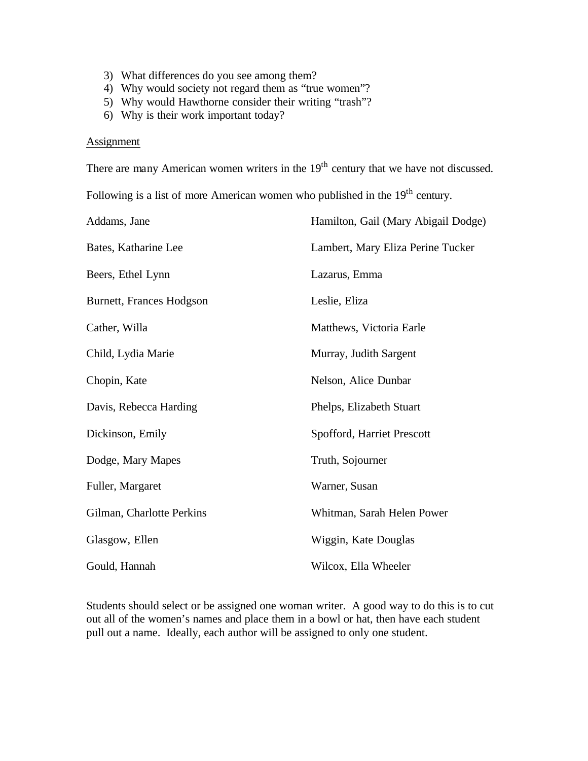3) What differences do you see among them?
4) Why would society not regard them as "true women"?
5) Why would Hawthorne consider their writing "trash"?
6) Why is their work important today?

<u>Assignment</u>

There are many American women writers in the 19th century that we have not discussed.

Following is a list of more American women who published in the 19th century.

| | |
|---|---|
| Addams, Jane | Hamilton, Gail (Mary Abigail Dodge) |
| Bates, Katharine Lee | Lambert, Mary Eliza Perine Tucker |
| Beers, Ethel Lynn | Lazarus, Emma |
| Burnett, Frances Hodgson | Leslie, Eliza |
| Cather, Willa | Matthews, Victoria Earle |
| Child, Lydia Marie | Murray, Judith Sargent |
| Chopin, Kate | Nelson, Alice Dunbar |
| Davis, Rebecca Harding | Phelps, Elizabeth Stuart |
| Dickinson, Emily | Spofford, Harriet Prescott |
| Dodge, Mary Mapes | Truth, Sojourner |
| Fuller, Margaret | Warner, Susan |
| Gilman, Charlotte Perkins | Whitman, Sarah Helen Power |
| Glasgow, Ellen | Wiggin, Kate Douglas |
| Gould, Hannah | Wilcox, Ella Wheeler |

Students should select or be assigned one woman writer. A good way to do this is to cut out all of the women's names and place them in a bowl or hat, then have each student pull out a name. Ideally, each author will be assigned to only one student.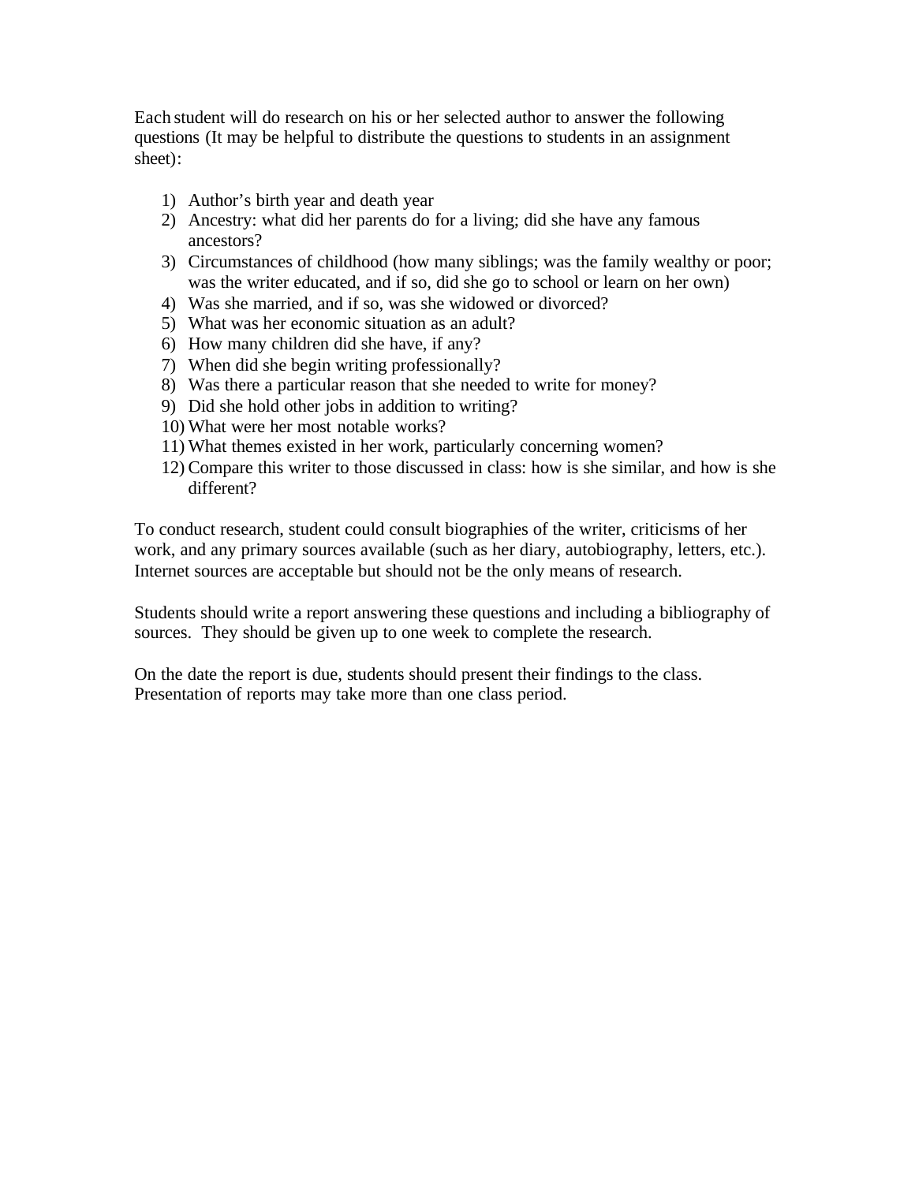Each student will do research on his or her selected author to answer the following questions (It may be helpful to distribute the questions to students in an assignment sheet):

1) Author's birth year and death year
2) Ancestry: what did her parents do for a living; did she have any famous ancestors?
3) Circumstances of childhood (how many siblings; was the family wealthy or poor; was the writer educated, and if so, did she go to school or learn on her own)
4) Was she married, and if so, was she widowed or divorced?
5) What was her economic situation as an adult?
6) How many children did she have, if any?
7) When did she begin writing professionally?
8) Was there a particular reason that she needed to write for money?
9) Did she hold other jobs in addition to writing?
10) What were her most notable works?
11) What themes existed in her work, particularly concerning women?
12) Compare this writer to those discussed in class: how is she similar, and how is she different?

To conduct research, student could consult biographies of the writer, criticisms of her work, and any primary sources available (such as her diary, autobiography, letters, etc.). Internet sources are acceptable but should not be the only means of research.

Students should write a report answering these questions and including a bibliography of sources. They should be given up to one week to complete the research.

On the date the report is due, students should present their findings to the class. Presentation of reports may take more than one class period.